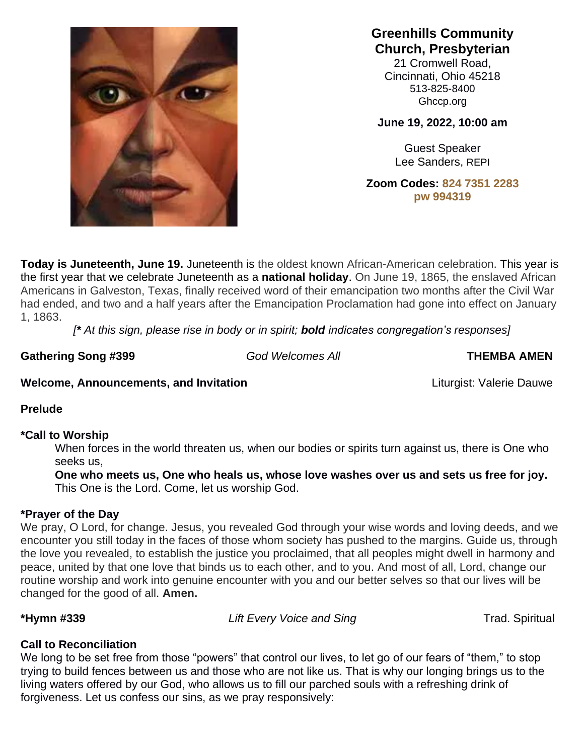**Greenhills Community Church, Presbyterian**
21 Cromwell Road,
Cincinnati, Ohio 45218
513-825-8400
Ghccp.org

**June 19, 2022, 10:00 am**

Guest Speaker
Lee Sanders, REPI

**Zoom Codes: 824 7351 2283**
**pw 994319**

**Today is Juneteenth, June 19.** Juneteenth is the oldest known African-American celebration. This year is the first year that we celebrate Juneteenth as a **national holiday**. On June 19, 1865, the enslaved African Americans in Galveston, Texas, finally received word of their emancipation two months after the Civil War had ended, and two and a half years after the Emancipation Proclamation had gone into effect on January 1, 1863.

*[**\*** At this sign, please rise in body or in spirit; **bold** indicates congregation's responses]*

**Gathering Song #399** — *God Welcomes All* — **THEMBA AMEN**

**Welcome, Announcements, and Invitation** — Liturgist: Valerie Dauwe

**Prelude**

**\*Call to Worship**

When forces in the world threaten us, when our bodies or spirits turn against us, there is One who seeks us,

**One who meets us, One who heals us, whose love washes over us and sets us free for joy.**

This One is the Lord. Come, let us worship God.

**\*Prayer of the Day**

We pray, O Lord, for change. Jesus, you revealed God through your wise words and loving deeds, and we encounter you still today in the faces of those whom society has pushed to the margins. Guide us, through the love you revealed, to establish the justice you proclaimed, that all peoples might dwell in harmony and peace, united by that one love that binds us to each other, and to you. And most of all, Lord, change our routine worship and work into genuine encounter with you and our better selves so that our lives will be changed for the good of all. **Amen.**

**\*Hymn #339** — *Lift Every Voice and Sing* — Trad. Spiritual

**Call to Reconciliation**

We long to be set free from those "powers" that control our lives, to let go of our fears of "them," to stop trying to build fences between us and those who are not like us. That is why our longing brings us to the living waters offered by our God, who allows us to fill our parched souls with a refreshing drink of forgiveness. Let us confess our sins, as we pray responsively: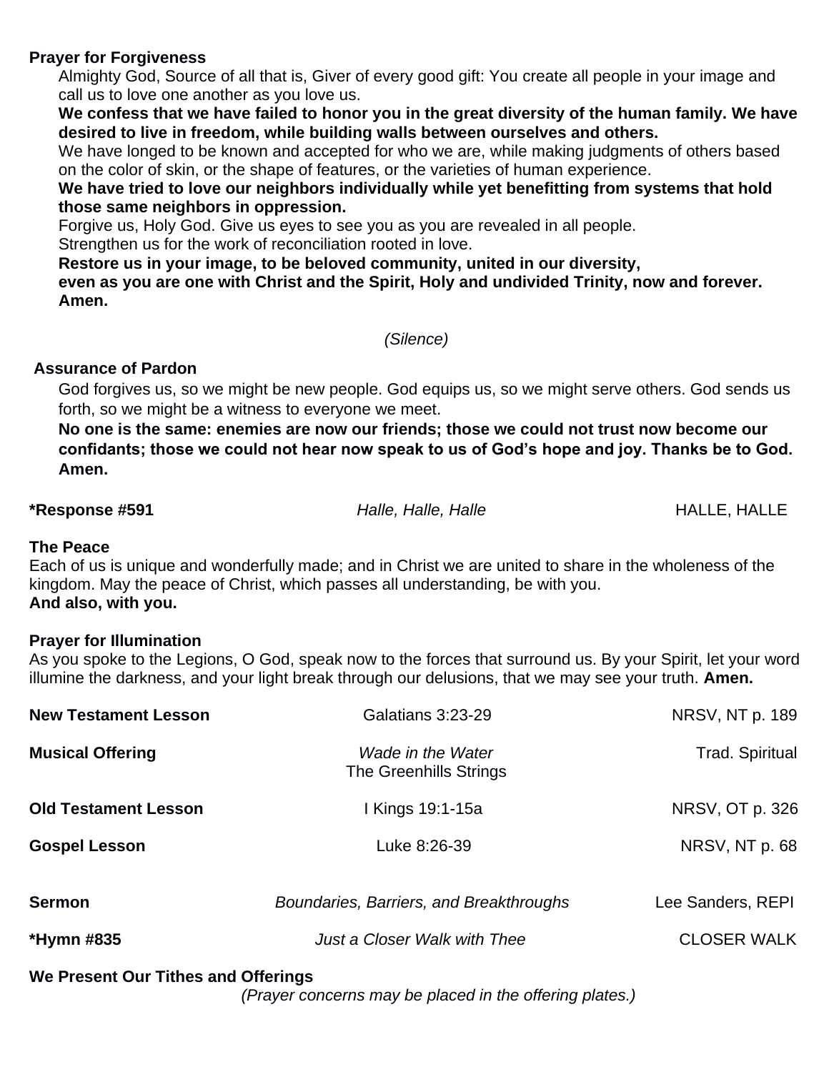**Prayer for Forgiveness**

Almighty God, Source of all that is, Giver of every good gift: You create all people in your image and call us to love one another as you love us.

**We confess that we have failed to honor you in the great diversity of the human family. We have desired to live in freedom, while building walls between ourselves and others.**

We have longed to be known and accepted for who we are, while making judgments of others based on the color of skin, or the shape of features, or the varieties of human experience.

**We have tried to love our neighbors individually while yet benefitting from systems that hold those same neighbors in oppression.**

Forgive us, Holy God. Give us eyes to see you as you are revealed in all people.
Strengthen us for the work of reconciliation rooted in love.

**Restore us in your image, to be beloved community, united in our diversity,
even as you are one with Christ and the Spirit, Holy and undivided Trinity, now and forever. Amen.**

*(Silence)*

**Assurance of Pardon**

God forgives us, so we might be new people. God equips us, so we might serve others. God sends us forth, so we might be a witness to everyone we meet.

**No one is the same: enemies are now our friends; those we could not trust now become our confidants; those we could not hear now speak to us of God's hope and joy. Thanks be to God. Amen.**

**\*Response #591** — *Halle, Halle, Halle* — HALLE, HALLE

**The Peace**

Each of us is unique and wonderfully made; and in Christ we are united to share in the wholeness of the kingdom. May the peace of Christ, which passes all understanding, be with you.
**And also, with you.**

**Prayer for Illumination**

As you spoke to the Legions, O God, speak now to the forces that surround us. By your Spirit, let your word illumine the darkness, and your light break through our delusions, that we may see your truth. **Amen.**

**New Testament Lesson** — Galatians 3:23-29 — NRSV, NT p. 189

**Musical Offering** — *Wade in the Water* — Trad. Spiritual
The Greenhills Strings

**Old Testament Lesson** — I Kings 19:1-15a — NRSV, OT p. 326

**Gospel Lesson** — Luke 8:26-39 — NRSV, NT p. 68

**Sermon** — *Boundaries, Barriers, and Breakthroughs* — Lee Sanders, REPI

**\*Hymn #835** — *Just a Closer Walk with Thee* — CLOSER WALK

**We Present Our Tithes and Offerings**

*(Prayer concerns may be placed in the offering plates.)*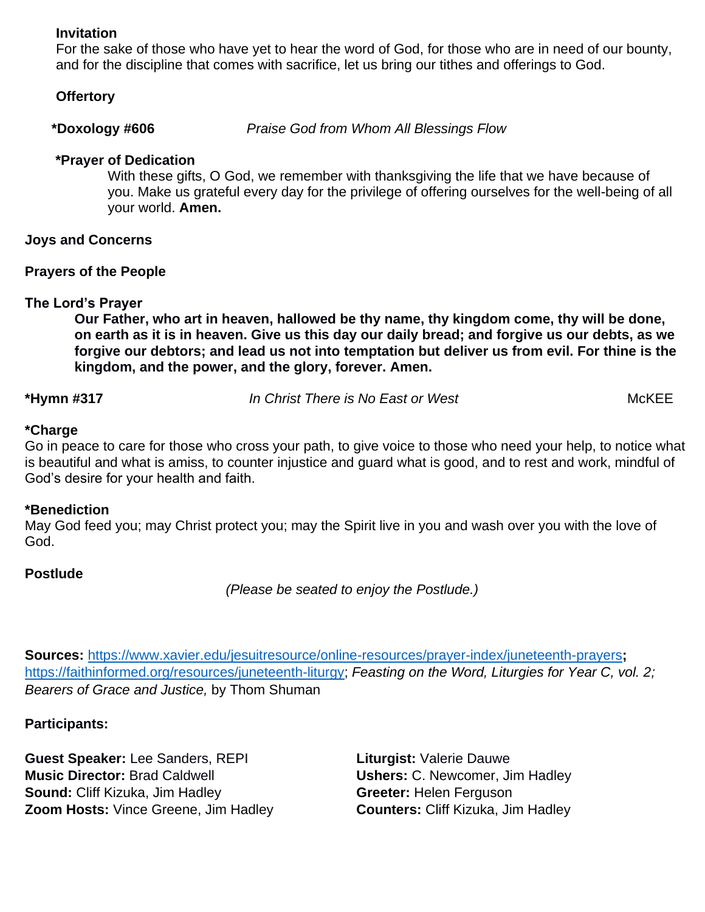**Invitation**

For the sake of those who have yet to hear the word of God, for those who are in need of our bounty, and for the discipline that comes with sacrifice, let us bring our tithes and offerings to God.

**Offertory**

***Doxology #606** *Praise God from Whom All Blessings Flow*

***Prayer of Dedication**

With these gifts, O God, we remember with thanksgiving the life that we have because of you. Make us grateful every day for the privilege of offering ourselves for the well-being of all your world. **Amen.**

**Joys and Concerns**

**Prayers of the People**

**The Lord's Prayer**

**Our Father, who art in heaven, hallowed be thy name, thy kingdom come, thy will be done, on earth as it is in heaven. Give us this day our daily bread; and forgive us our debts, as we forgive our debtors; and lead us not into temptation but deliver us from evil. For thine is the kingdom, and the power, and the glory, forever. Amen.**

***Hymn #317** *In Christ There is No East or West* McKEE

***Charge**

Go in peace to care for those who cross your path, to give voice to those who need your help, to notice what is beautiful and what is amiss, to counter injustice and guard what is good, and to rest and work, mindful of God's desire for your health and faith.

***Benediction**

May God feed you; may Christ protect you; may the Spirit live in you and wash over you with the love of God.

**Postlude**

*(Please be seated to enjoy the Postlude.)*

**Sources:** https://www.xavier.edu/jesuitresource/online-resources/prayer-index/juneteenth-prayers**;** https://faithinformed.org/resources/juneteenth-liturgy; *Feasting on the Word, Liturgies for Year C, vol. 2; Bearers of Grace and Justice,* by Thom Shuman

**Participants:**

**Guest Speaker:** Lee Sanders, REPI
**Music Director:** Brad Caldwell
**Sound:** Cliff Kizuka, Jim Hadley
**Zoom Hosts:** Vince Greene, Jim Hadley
**Liturgist:** Valerie Dauwe
**Ushers:** C. Newcomer, Jim Hadley
**Greeter:** Helen Ferguson
**Counters:** Cliff Kizuka, Jim Hadley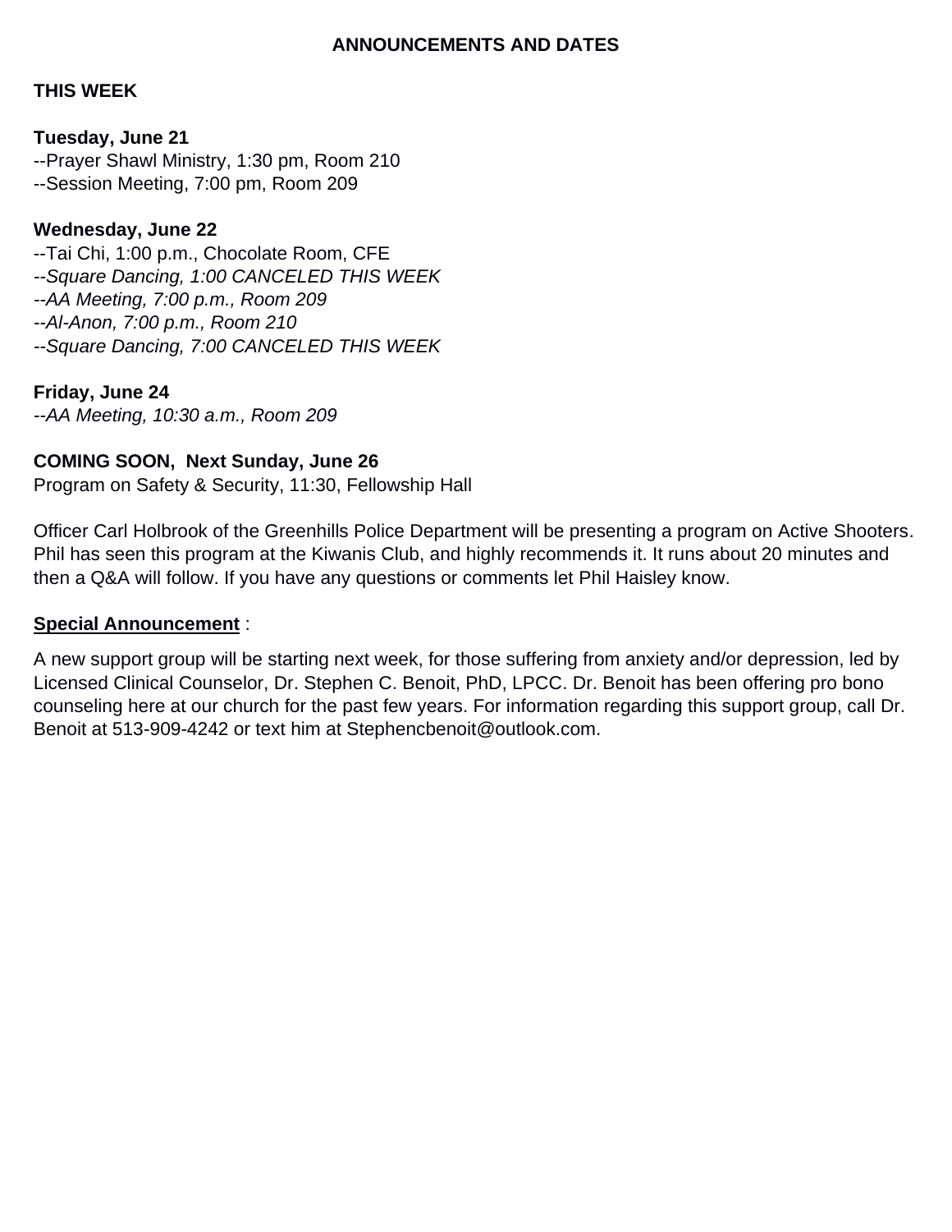**ANNOUNCEMENTS AND DATES**

**THIS WEEK**

**Tuesday, June 21**

--Prayer Shawl Ministry, 1:30 pm, Room 210
--Session Meeting, 7:00 pm, Room 209

**Wednesday, June 22**

--Tai Chi, 1:00 p.m., Chocolate Room, CFE
*--Square Dancing, 1:00 CANCELED THIS WEEK*
*--AA Meeting, 7:00 p.m., Room 209*
*--Al-Anon, 7:00 p.m., Room 210*
*--Square Dancing, 7:00 CANCELED THIS WEEK*

**Friday, June 24**

*--AA Meeting, 10:30 a.m., Room 209*

**COMING SOON, Next Sunday, June 26**

Program on Safety & Security, 11:30, Fellowship Hall

Officer Carl Holbrook of the Greenhills Police Department will be presenting a program on Active Shooters. Phil has seen this program at the Kiwanis Club, and highly recommends it. It runs about 20 minutes and then a Q&A will follow. If you have any questions or comments let Phil Haisley know.

**Special Announcement** :

A new support group will be starting next week, for those suffering from anxiety and/or depression, led by Licensed Clinical Counselor, Dr. Stephen C. Benoit, PhD, LPCC. Dr. Benoit has been offering pro bono counseling here at our church for the past few years. For information regarding this support group, call Dr. Benoit at 513-909-4242 or text him at Stephencbenoit@outlook.com.